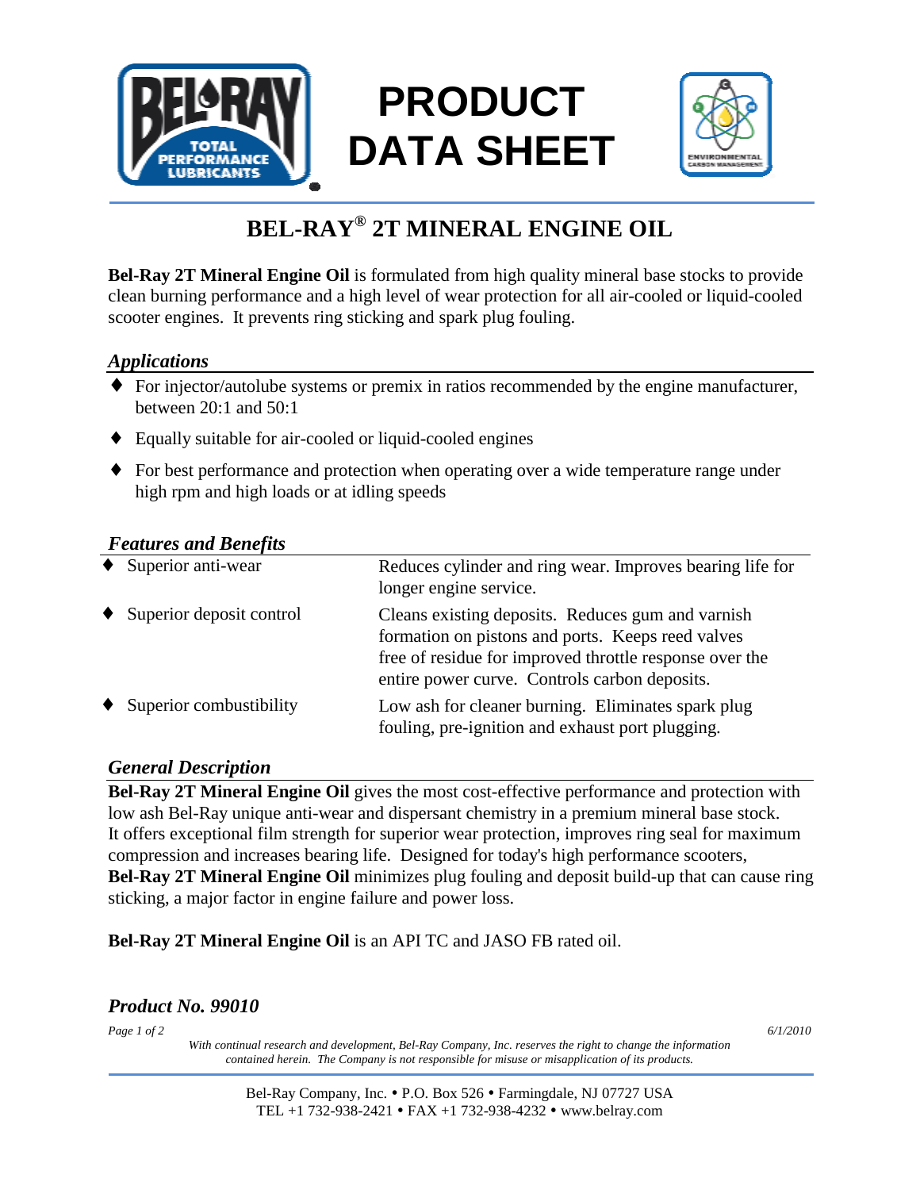# PRODUCT DATA SHEET

## BEL-RAY® 2T MINERAL ENGINE OIL

**Bel-Ray 2T Mineral Engine Oil** is formulated from high quality mineral base stocks to provide clean burning performance and a high level of wear protection for all air-cooled or liquid-cooled scooter engines. It prevents ring sticking and spark plug fouling.

### *Applications*

- For injector/autolube systems or premix in ratios recommended by the engine manufacturer, between 20:1 and 50:1
- Equally suitable for air-cooled or liquid-cooled engines
- For best performance and protection when operating over a wide temperature range under high rpm and high loads or at idling speeds

### *Features and Benefits*

| Feature | Benefit |
|---|---|
| ♦ Superior anti-wear | Reduces cylinder and ring wear. Improves bearing life for longer engine service. |
| ♦ Superior deposit control | Cleans existing deposits. Reduces gum and varnish formation on pistons and ports. Keeps reed valves free of residue for improved throttle response over the entire power curve. Controls carbon deposits. |
| ♦ Superior combustibility | Low ash for cleaner burning. Eliminates spark plug fouling, pre-ignition and exhaust port plugging. |

### *General Description*

**Bel-Ray 2T Mineral Engine Oil** gives the most cost-effective performance and protection with low ash Bel-Ray unique anti-wear and dispersant chemistry in a premium mineral base stock. It offers exceptional film strength for superior wear protection, improves ring seal for maximum compression and increases bearing life. Designed for today's high performance scooters, **Bel-Ray 2T Mineral Engine Oil** minimizes plug fouling and deposit build-up that can cause ring sticking, a major factor in engine failure and power loss.

**Bel-Ray 2T Mineral Engine Oil** is an API TC and JASO FB rated oil.

### *Product No. 99010*

*6/1/2010*

*With continual research and development, Bel-Ray Company, Inc. reserves the right to change the information contained herein. The Company is not responsible for misuse or misapplication of its products.*

Bel-Ray Company, Inc. • P.O. Box 526 • Farmingdale, NJ 07727 USA
TEL +1 732-938-2421 • FAX +1 732-938-4232 • www.belray.com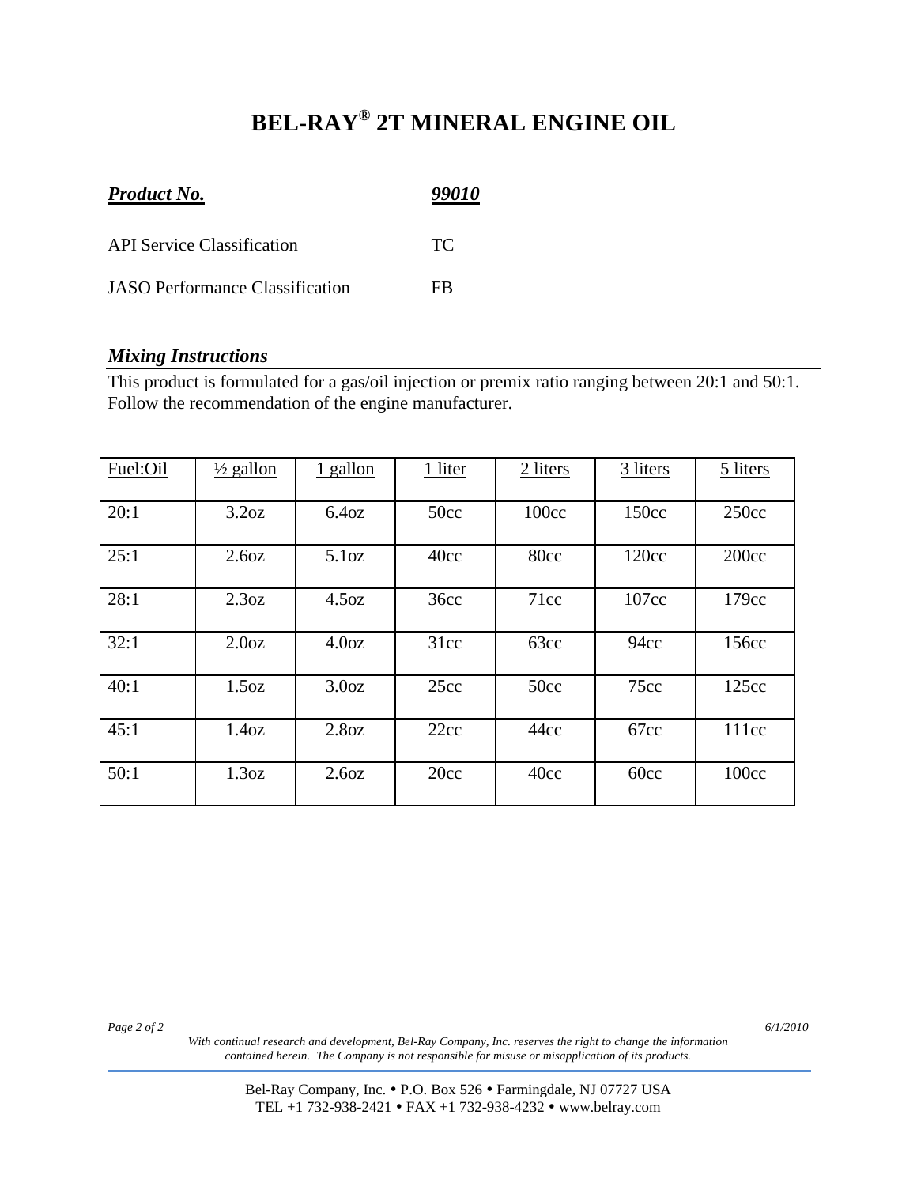# BEL-RAY® 2T MINERAL ENGINE OIL

***Product No.*** ***99010***

API Service Classification TC

JASO Performance Classification FB

## *Mixing Instructions*

This product is formulated for a gas/oil injection or premix ratio ranging between 20:1 and 50:1. Follow the recommendation of the engine manufacturer.

| Fuel:Oil | ½ gallon | 1 gallon | 1 liter | 2 liters | 3 liters | 5 liters |
|---|---|---|---|---|---|---|
| 20:1 | 3.2oz | 6.4oz | 50cc | 100cc | 150cc | 250cc |
| 25:1 | 2.6oz | 5.1oz | 40cc | 80cc | 120cc | 200cc |
| 28:1 | 2.3oz | 4.5oz | 36cc | 71cc | 107cc | 179cc |
| 32:1 | 2.0oz | 4.0oz | 31cc | 63cc | 94cc | 156cc |
| 40:1 | 1.5oz | 3.0oz | 25cc | 50cc | 75cc | 125cc |
| 45:1 | 1.4oz | 2.8oz | 22cc | 44cc | 67cc | 111cc |
| 50:1 | 1.3oz | 2.6oz | 20cc | 40cc | 60cc | 100cc |

*6/1/2010*

*With continual research and development, Bel-Ray Company, Inc. reserves the right to change the information contained herein. The Company is not responsible for misuse or misapplication of its products.*

Bel-Ray Company, Inc. • P.O. Box 526 • Farmingdale, NJ 07727 USA
TEL +1 732-938-2421 • FAX +1 732-938-4232 • www.belray.com